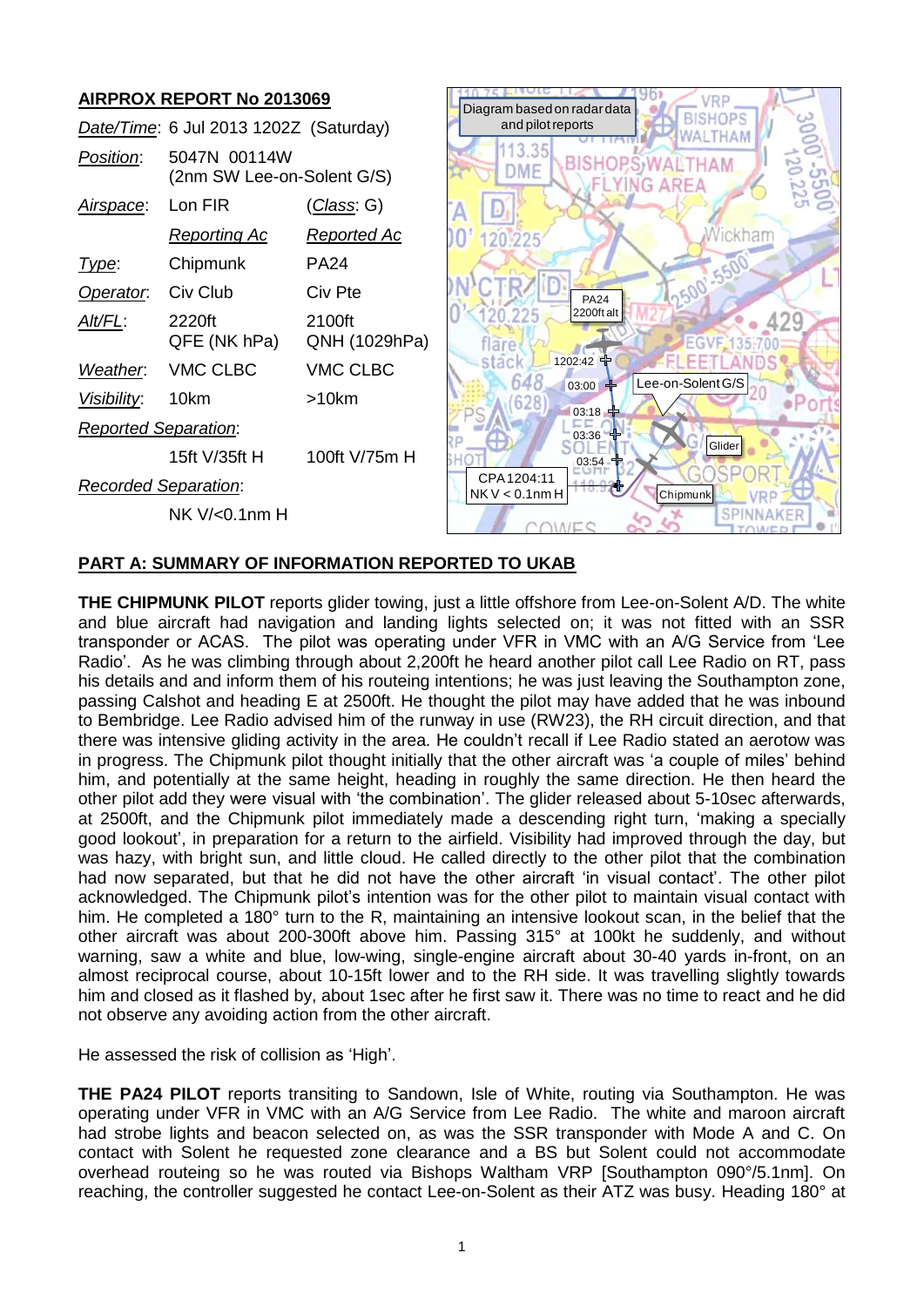## AIRPROX REPORT No 2013069

| | | |
|---|---|---|
| *Date/Time*: | 6 Jul 2013 1202Z (Saturday) | |
| *Position*: | 5047N 00114W (2nm SW Lee-on-Solent G/S) | |
| *Airspace*: | Lon FIR | (*Class*: G) |
| | *Reporting Ac* | *Reported Ac* |
| *Type*: | Chipmunk | PA24 |
| *Operator*: | Civ Club | Civ Pte |
| *Alt/FL*: | 2220ft QFE (NK hPa) | 2100ft QNH (1029hPa) |
| *Weather*: | VMC CLBC | VMC CLBC |
| *Visibility*: | 10km | >10km |
| *Reported Separation*: | | |
| | 15ft V/35ft H | 100ft V/75m H |
| *Recorded Separation*: | | |
| | NK V/<0.1nm H | |

Diagram based on radar data and pilot reports

PA24 2200ft alt

1202:42

03:00

03:18

03:36

03:54

CPA1204:11 NK V < 0.1nm H

Lee-on-Solent G/S

Glider

Chipmunk

## PART A: SUMMARY OF INFORMATION REPORTED TO UKAB

**THE CHIPMUNK PILOT** reports glider towing, just a little offshore from Lee-on-Solent A/D. The white and blue aircraft had navigation and landing lights selected on; it was not fitted with an SSR transponder or ACAS. The pilot was operating under VFR in VMC with an A/G Service from 'Lee Radio'. As he was climbing through about 2,200ft he heard another pilot call Lee Radio on RT, pass his details and and inform them of his routeing intentions; he was just leaving the Southampton zone, passing Calshot and heading E at 2500ft. He thought the pilot may have added that he was inbound to Bembridge. Lee Radio advised him of the runway in use (RW23), the RH circuit direction, and that there was intensive gliding activity in the area. He couldn't recall if Lee Radio stated an aerotow was in progress. The Chipmunk pilot thought initially that the other aircraft was 'a couple of miles' behind him, and potentially at the same height, heading in roughly the same direction. He then heard the other pilot add they were visual with 'the combination'. The glider released about 5-10sec afterwards, at 2500ft, and the Chipmunk pilot immediately made a descending right turn, 'making a specially good lookout', in preparation for a return to the airfield. Visibility had improved through the day, but was hazy, with bright sun, and little cloud. He called directly to the other pilot that the combination had now separated, but that he did not have the other aircraft 'in visual contact'. The other pilot acknowledged. The Chipmunk pilot's intention was for the other pilot to maintain visual contact with him. He completed a 180° turn to the R, maintaining an intensive lookout scan, in the belief that the other aircraft was about 200-300ft above him. Passing 315° at 100kt he suddenly, and without warning, saw a white and blue, low-wing, single-engine aircraft about 30-40 yards in-front, on an almost reciprocal course, about 10-15ft lower and to the RH side. It was travelling slightly towards him and closed as it flashed by, about 1sec after he first saw it. There was no time to react and he did not observe any avoiding action from the other aircraft.

He assessed the risk of collision as 'High'.

**THE PA24 PILOT** reports transiting to Sandown, Isle of White, routing via Southampton. He was operating under VFR in VMC with an A/G Service from Lee Radio. The white and maroon aircraft had strobe lights and beacon selected on, as was the SSR transponder with Mode A and C. On contact with Solent he requested zone clearance and a BS but Solent could not accommodate overhead routeing so he was routed via Bishops Waltham VRP [Southampton 090°/5.1nm]. On reaching, the controller suggested he contact Lee-on-Solent as their ATZ was busy. Heading 180° at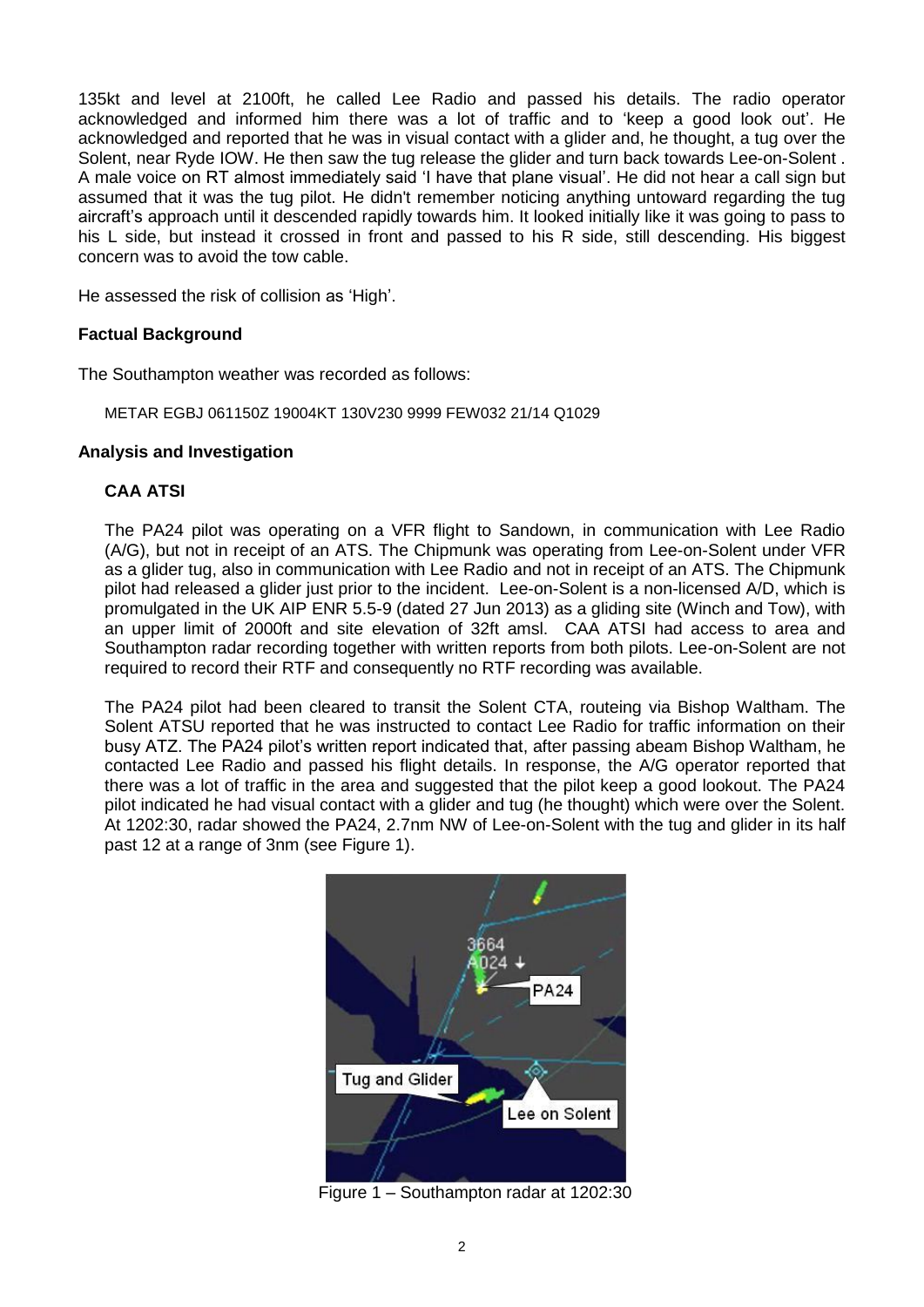135kt and level at 2100ft, he called Lee Radio and passed his details. The radio operator acknowledged and informed him there was a lot of traffic and to 'keep a good look out'. He acknowledged and reported that he was in visual contact with a glider and, he thought, a tug over the Solent, near Ryde IOW. He then saw the tug release the glider and turn back towards Lee-on-Solent . A male voice on RT almost immediately said 'I have that plane visual'. He did not hear a call sign but assumed that it was the tug pilot. He didn't remember noticing anything untoward regarding the tug aircraft's approach until it descended rapidly towards him. It looked initially like it was going to pass to his L side, but instead it crossed in front and passed to his R side, still descending. His biggest concern was to avoid the tow cable.

He assessed the risk of collision as 'High'.

## Factual Background

The Southampton weather was recorded as follows:

METAR EGBJ 061150Z 19004KT 130V230 9999 FEW032 21/14 Q1029

## Analysis and Investigation

### CAA ATSI

The PA24 pilot was operating on a VFR flight to Sandown, in communication with Lee Radio (A/G), but not in receipt of an ATS. The Chipmunk was operating from Lee-on-Solent under VFR as a glider tug, also in communication with Lee Radio and not in receipt of an ATS. The Chipmunk pilot had released a glider just prior to the incident. Lee-on-Solent is a non-licensed A/D, which is promulgated in the UK AIP ENR 5.5-9 (dated 27 Jun 2013) as a gliding site (Winch and Tow), with an upper limit of 2000ft and site elevation of 32ft amsl. CAA ATSI had access to area and Southampton radar recording together with written reports from both pilots. Lee-on-Solent are not required to record their RTF and consequently no RTF recording was available.

The PA24 pilot had been cleared to transit the Solent CTA, routeing via Bishop Waltham. The Solent ATSU reported that he was instructed to contact Lee Radio for traffic information on their busy ATZ. The PA24 pilot's written report indicated that, after passing abeam Bishop Waltham, he contacted Lee Radio and passed his flight details. In response, the A/G operator reported that there was a lot of traffic in the area and suggested that the pilot keep a good lookout. The PA24 pilot indicated he had visual contact with a glider and tug (he thought) which were over the Solent. At 1202:30, radar showed the PA24, 2.7nm NW of Lee-on-Solent with the tug and glider in its half past 12 at a range of 3nm (see Figure 1).

3664
A024 ↓
PA24
Tug and Glider
Lee on Solent

Figure 1 – Southampton radar at 1202:30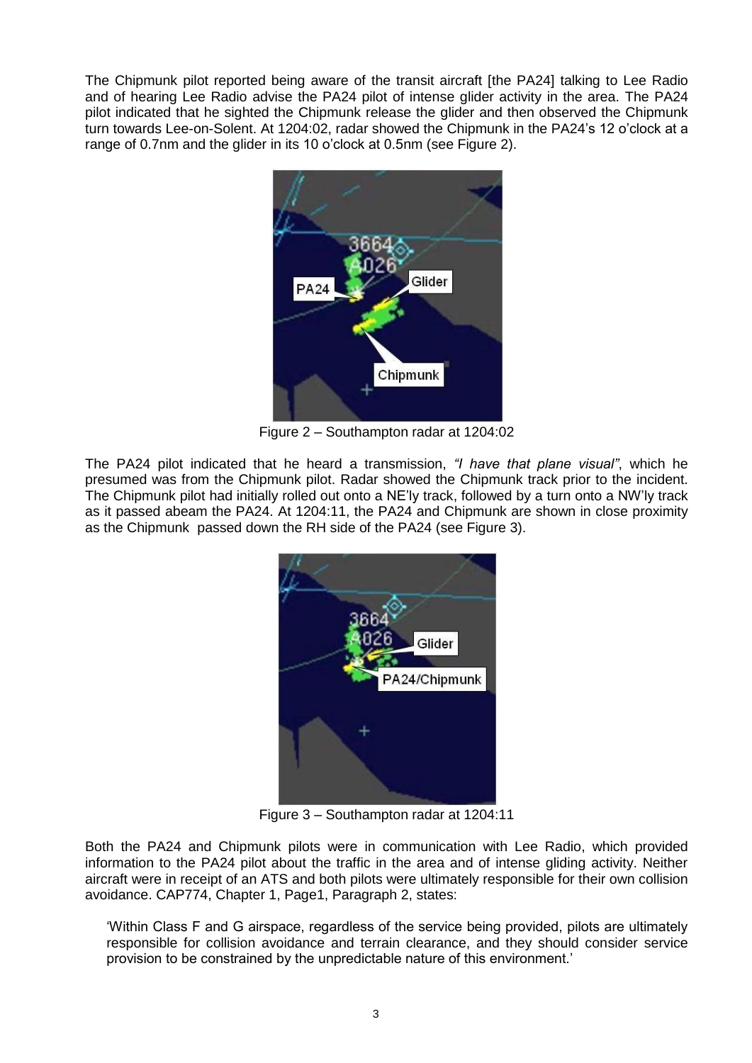The Chipmunk pilot reported being aware of the transit aircraft [the PA24] talking to Lee Radio and of hearing Lee Radio advise the PA24 pilot of intense glider activity in the area. The PA24 pilot indicated that he sighted the Chipmunk release the glider and then observed the Chipmunk turn towards Lee-on-Solent. At 1204:02, radar showed the Chipmunk in the PA24's 12 o'clock at a range of 0.7nm and the glider in its 10 o'clock at 0.5nm (see Figure 2).

Figure 2 – Southampton radar at 1204:02

The PA24 pilot indicated that he heard a transmission, *"I have that plane visual"*, which he presumed was from the Chipmunk pilot. Radar showed the Chipmunk track prior to the incident. The Chipmunk pilot had initially rolled out onto a NE'ly track, followed by a turn onto a NW'ly track as it passed abeam the PA24. At 1204:11, the PA24 and Chipmunk are shown in close proximity as the Chipmunk passed down the RH side of the PA24 (see Figure 3).

Figure 3 – Southampton radar at 1204:11

Both the PA24 and Chipmunk pilots were in communication with Lee Radio, which provided information to the PA24 pilot about the traffic in the area and of intense gliding activity. Neither aircraft were in receipt of an ATS and both pilots were ultimately responsible for their own collision avoidance. CAP774, Chapter 1, Page1, Paragraph 2, states:

> 'Within Class F and G airspace, regardless of the service being provided, pilots are ultimately responsible for collision avoidance and terrain clearance, and they should consider service provision to be constrained by the unpredictable nature of this environment.'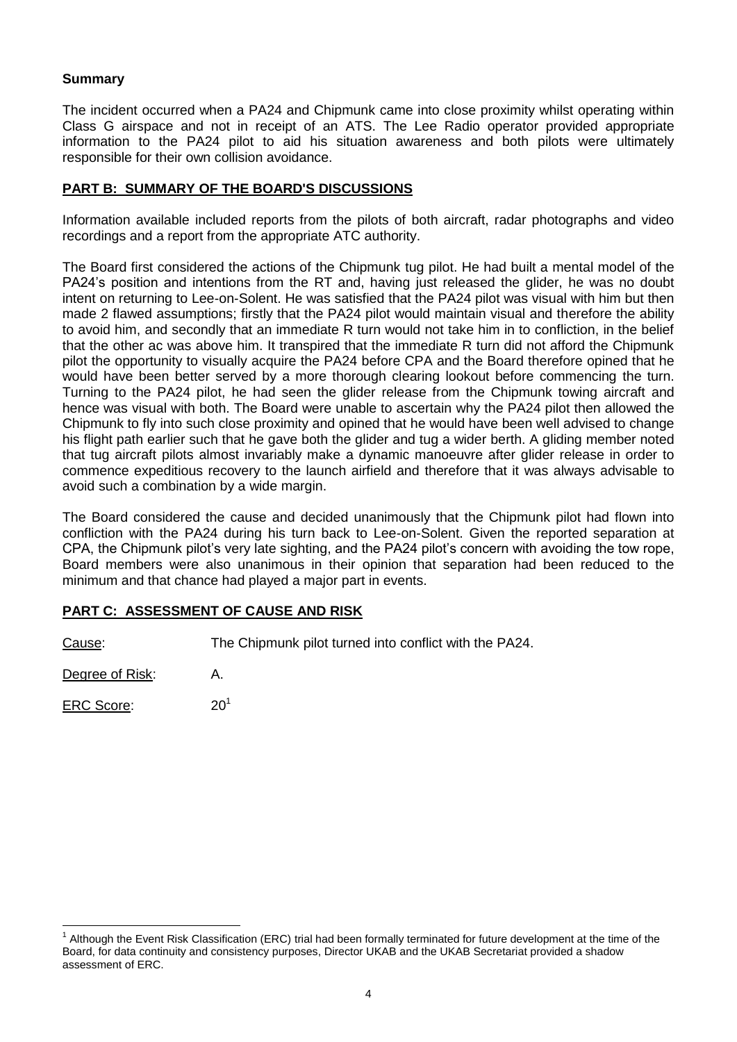**Summary**

The incident occurred when a PA24 and Chipmunk came into close proximity whilst operating within Class G airspace and not in receipt of an ATS. The Lee Radio operator provided appropriate information to the PA24 pilot to aid his situation awareness and both pilots were ultimately responsible for their own collision avoidance.

## PART B: SUMMARY OF THE BOARD'S DISCUSSIONS

Information available included reports from the pilots of both aircraft, radar photographs and video recordings and a report from the appropriate ATC authority.

The Board first considered the actions of the Chipmunk tug pilot. He had built a mental model of the PA24's position and intentions from the RT and, having just released the glider, he was no doubt intent on returning to Lee-on-Solent. He was satisfied that the PA24 pilot was visual with him but then made 2 flawed assumptions; firstly that the PA24 pilot would maintain visual and therefore the ability to avoid him, and secondly that an immediate R turn would not take him in to confliction, in the belief that the other ac was above him. It transpired that the immediate R turn did not afford the Chipmunk pilot the opportunity to visually acquire the PA24 before CPA and the Board therefore opined that he would have been better served by a more thorough clearing lookout before commencing the turn. Turning to the PA24 pilot, he had seen the glider release from the Chipmunk towing aircraft and hence was visual with both. The Board were unable to ascertain why the PA24 pilot then allowed the Chipmunk to fly into such close proximity and opined that he would have been well advised to change his flight path earlier such that he gave both the glider and tug a wider berth. A gliding member noted that tug aircraft pilots almost invariably make a dynamic manoeuvre after glider release in order to commence expeditious recovery to the launch airfield and therefore that it was always advisable to avoid such a combination by a wide margin.

The Board considered the cause and decided unanimously that the Chipmunk pilot had flown into confliction with the PA24 during his turn back to Lee-on-Solent. Given the reported separation at CPA, the Chipmunk pilot's very late sighting, and the PA24 pilot's concern with avoiding the tow rope, Board members were also unanimous in their opinion that separation had been reduced to the minimum and that chance had played a major part in events.

## PART C: ASSESSMENT OF CAUSE AND RISK

Cause: The Chipmunk pilot turned into conflict with the PA24.

Degree of Risk: A.

ERC Score: 20[1]

[1] Although the Event Risk Classification (ERC) trial had been formally terminated for future development at the time of the Board, for data continuity and consistency purposes, Director UKAB and the UKAB Secretariat provided a shadow assessment of ERC.